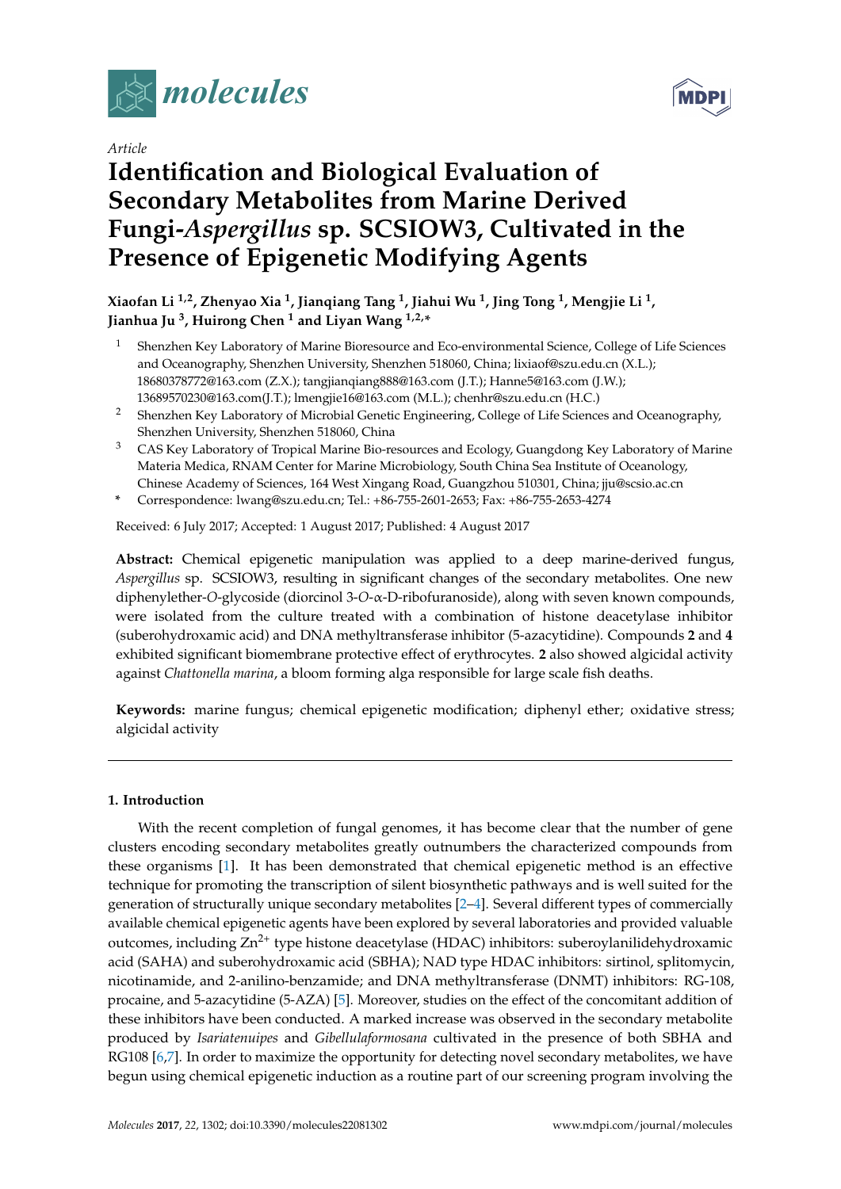*Article*

# Identification and Biological Evaluation of Secondary Metabolites from Marine Derived Fungi-*Aspergillus* sp. SCSIOW3, Cultivated in the Presence of Epigenetic Modifying Agents

**Xiaofan Li [1,2], Zhenyao Xia [1], Jianqiang Tang [1], Jiahui Wu [1], Jing Tong [1], Mengjie Li [1], Jianhua Ju [3], Huirong Chen [1] and Liyan Wang [1,2,*]**

1. Shenzhen Key Laboratory of Marine Bioresource and Eco-environmental Science, College of Life Sciences and Oceanography, Shenzhen University, Shenzhen 518060, China; lixiaof@szu.edu.cn (X.L.); 18680378772@163.com (Z.X.); tangjianqiang888@163.com (J.T.); Hanne5@163.com (J.W.); 13689570230@163.com(J.T.); lmengjie16@163.com (M.L.); chenhr@szu.edu.cn (H.C.)
2. Shenzhen Key Laboratory of Microbial Genetic Engineering, College of Life Sciences and Oceanography, Shenzhen University, Shenzhen 518060, China
3. CAS Key Laboratory of Tropical Marine Bio-resources and Ecology, Guangdong Key Laboratory of Marine Materia Medica, RNAM Center for Marine Microbiology, South China Sea Institute of Oceanology, Chinese Academy of Sciences, 164 West Xingang Road, Guangzhou 510301, China; jju@scsio.ac.cn

\* Correspondence: lwang@szu.edu.cn; Tel.: +86-755-2601-2653; Fax: +86-755-2653-4274

Received: 6 July 2017; Accepted: 1 August 2017; Published: 4 August 2017

**Abstract:** Chemical epigenetic manipulation was applied to a deep marine-derived fungus, *Aspergillus* sp. SCSIOW3, resulting in significant changes of the secondary metabolites. One new diphenylether-*O*-glycoside (diorcinol 3-*O*-α-D-ribofuranoside), along with seven known compounds, were isolated from the culture treated with a combination of histone deacetylase inhibitor (suberohydroxamic acid) and DNA methyltransferase inhibitor (5-azacytidine). Compounds **2** and **4** exhibited significant biomembrane protective effect of erythrocytes. **2** also showed algicidal activity against *Chattonella marina*, a bloom forming alga responsible for large scale fish deaths.

**Keywords:** marine fungus; chemical epigenetic modification; diphenyl ether; oxidative stress; algicidal activity

## 1. Introduction

With the recent completion of fungal genomes, it has become clear that the number of gene clusters encoding secondary metabolites greatly outnumbers the characterized compounds from these organisms [1]. It has been demonstrated that chemical epigenetic method is an effective technique for promoting the transcription of silent biosynthetic pathways and is well suited for the generation of structurally unique secondary metabolites [2–4]. Several different types of commercially available chemical epigenetic agents have been explored by several laboratories and provided valuable outcomes, including $Zn^{2+}$ type histone deacetylase (HDAC) inhibitors: suberoylanilidehydroxamic acid (SAHA) and suberohydroxamic acid (SBHA); NAD type HDAC inhibitors: sirtinol, splitomycin, nicotinamide, and 2-anilino-benzamide; and DNA methyltransferase (DNMT) inhibitors: RG-108, procaine, and 5-azacytidine (5-AZA) [5]. Moreover, studies on the effect of the concomitant addition of these inhibitors have been conducted. A marked increase was observed in the secondary metabolite produced by *Isariatenuipes* and *Gibellulaformosana* cultivated in the presence of both SBHA and RG108 [6,7]. In order to maximize the opportunity for detecting novel secondary metabolites, we have begun using chemical epigenetic induction as a routine part of our screening program involving the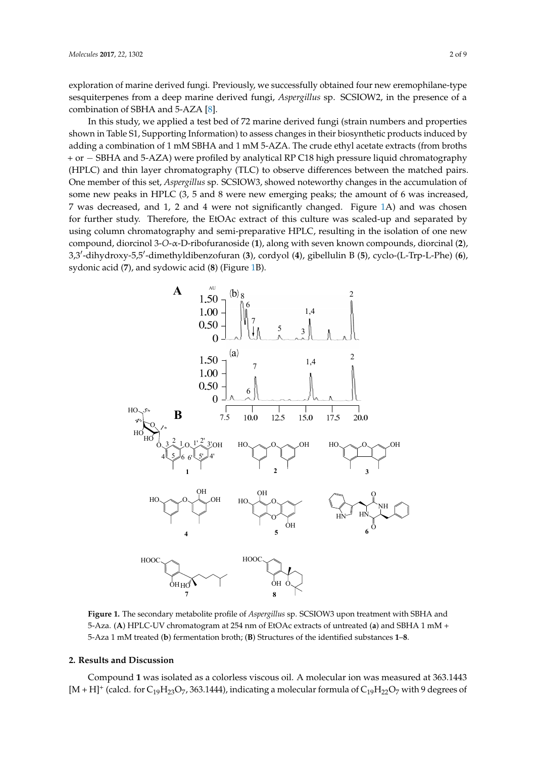exploration of marine derived fungi. Previously, we successfully obtained four new eremophilane-type sesquiterpenes from a deep marine derived fungi, *Aspergillus* sp. SCSIOW2, in the presence of a combination of SBHA and 5-AZA [8].

In this study, we applied a test bed of 72 marine derived fungi (strain numbers and properties shown in Table S1, Supporting Information) to assess changes in their biosynthetic products induced by adding a combination of 1 mM SBHA and 1 mM 5-AZA. The crude ethyl acetate extracts (from broths + or − SBHA and 5-AZA) were profiled by analytical RP C18 high pressure liquid chromatography (HPLC) and thin layer chromatography (TLC) to observe differences between the matched pairs. One member of this set, *Aspergillus* sp. SCSIOW3, showed noteworthy changes in the accumulation of some new peaks in HPLC (3, 5 and 8 were new emerging peaks; the amount of 6 was increased, 7 was decreased, and 1, 2 and 4 were not significantly changed. Figure 1A) and was chosen for further study. Therefore, the EtOAc extract of this culture was scaled-up and separated by using column chromatography and semi-preparative HPLC, resulting in the isolation of one new compound, diorcinol 3-*O*-α-D-ribofuranoside (**1**), along with seven known compounds, diorcinal (**2**), 3,3′-dihydroxy-5,5′-dimethyldibenzofuran (**3**), cordyol (**4**), gibellulin B (**5**), cyclo-(L-Trp-L-Phe) (**6**), sydonic acid (**7**), and sydowic acid (**8**) (Figure 1B).

**Figure 1.** The secondary metabolite profile of *Aspergillus* sp. SCSIOW3 upon treatment with SBHA and 5-Aza. (**A**) HPLC-UV chromatogram at 254 nm of EtOAc extracts of untreated (**a**) and SBHA 1 mM + 5-Aza 1 mM treated (**b**) fermentation broth; (**B**) Structures of the identified substances **1**–**8**.

## 2. Results and Discussion

Compound **1** was isolated as a colorless viscous oil. A molecular ion was measured at 363.1443 $[M + H]^+$ (calcd. for $C_{19}H_{23}O_7$, 363.1444), indicating a molecular formula of $C_{19}H_{22}O_7$ with 9 degrees of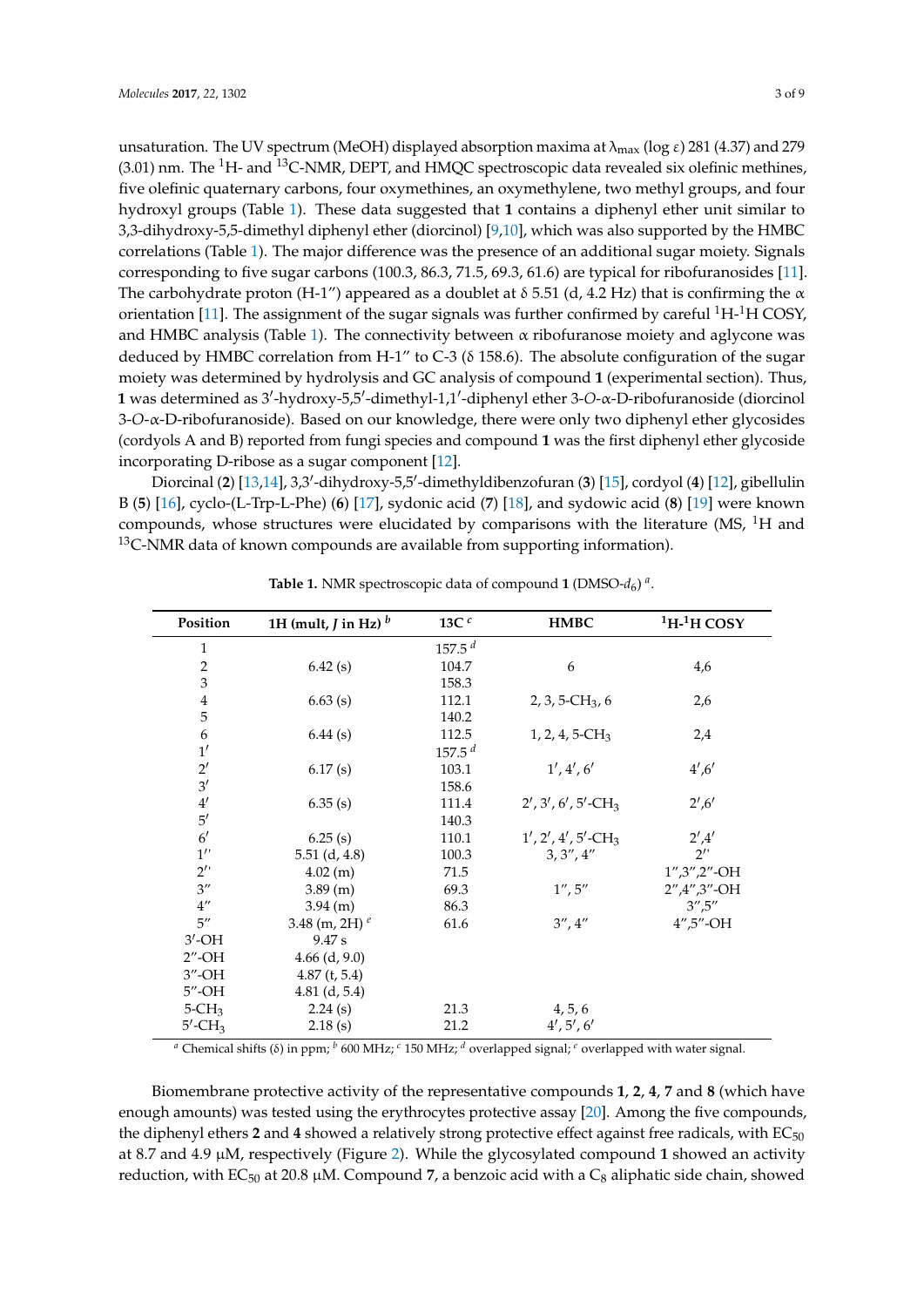unsaturation. The UV spectrum (MeOH) displayed absorption maxima at $\lambda_{max}$ (log $\varepsilon$) 281 (4.37) and 279 (3.01) nm. The $^1$H- and $^{13}$C-NMR, DEPT, and HMQC spectroscopic data revealed six olefinic methines, five olefinic quaternary carbons, four oxymethines, an oxymethylene, two methyl groups, and four hydroxyl groups (Table 1). These data suggested that **1** contains a diphenyl ether unit similar to 3,3-dihydroxy-5,5-dimethyl diphenyl ether (diorcinol) [9,10], which was also supported by the HMBC correlations (Table 1). The major difference was the presence of an additional sugar moiety. Signals corresponding to five sugar carbons (100.3, 86.3, 71.5, 69.3, 61.6) are typical for ribofuranosides [11]. The carbohydrate proton (H-1″) appeared as a doublet at δ 5.51 (d, 4.2 Hz) that is confirming the α orientation [11]. The assignment of the sugar signals was further confirmed by careful $^1$H-$^1$H COSY, and HMBC analysis (Table 1). The connectivity between α ribofuranose moiety and aglycone was deduced by HMBC correlation from H-1″ to C-3 (δ 158.6). The absolute configuration of the sugar moiety was determined by hydrolysis and GC analysis of compound **1** (experimental section). Thus, **1** was determined as 3′-hydroxy-5,5′-dimethyl-1,1′-diphenyl ether 3-*O*-α-D-ribofuranoside (diorcinol 3-*O*-α-D-ribofuranoside). Based on our knowledge, there were only two diphenyl ether glycosides (cordyols A and B) reported from fungi species and compound **1** was the first diphenyl ether glycoside incorporating D-ribose as a sugar component [12].

Diorcinal (**2**) [13,14], 3,3′-dihydroxy-5,5′-dimethyldibenzofuran (**3**) [15], cordyol (**4**) [12], gibellulin B (**5**) [16], cyclo-(L-Trp-L-Phe) (**6**) [17], sydonic acid (**7**) [18], and sydowic acid (**8**) [19] were known compounds, whose structures were elucidated by comparisons with the literature (MS, $^1$H and $^{13}$C-NMR data of known compounds are available from supporting information).

**Table 1.** NMR spectroscopic data of compound **1** (DMSO-$d_6$) [a].

| Position | 1H (mult, *J* in Hz) [b] | 13C [c] | HMBC | $^1$H-$^1$H COSY |
|---|---|---|---|---|
| 1 | | 157.5 [d] | | |
| 2 | 6.42 (s) | 104.7 | 6 | 4,6 |
| 3 | | 158.3 | | |
| 4 | 6.63 (s) | 112.1 | 2, 3, 5-$CH_3$, 6 | 2,6 |
| 5 | | 140.2 | | |
| 6 | 6.44 (s) | 112.5 | 1, 2, 4, 5-$CH_3$ | 2,4 |
| 1′ | | 157.5 [d] | | |
| 2′ | 6.17 (s) | 103.1 | 1′, 4′, 6′ | 4′,6′ |
| 3′ | | 158.6 | | |
| 4′ | 6.35 (s) | 111.4 | 2′, 3′, 6′, 5′-$CH_3$ | 2′,6′ |
| 5′ | | 140.3 | | |
| 6′ | 6.25 (s) | 110.1 | 1′, 2′, 4′, 5′-$CH_3$ | 2′,4′ |
| 1″ | 5.51 (d, 4.8) | 100.3 | 3, 3″, 4″ | 2″ |
| 2″ | 4.02 (m) | 71.5 | | 1″,3″,2″-OH |
| 3″ | 3.89 (m) | 69.3 | 1″, 5″ | 2″,4″,3″-OH |
| 4″ | 3.94 (m) | 86.3 | | 3″,5″ |
| 5″ | 3.48 (m, 2H) [e] | 61.6 | 3″, 4″ | 4″,5″-OH |
| 3′-OH | 9.47 s | | | |
| 2″-OH | 4.66 (d, 9.0) | | | |
| 3″-OH | 4.87 (t, 5.4) | | | |
| 5″-OH | 4.81 (d, 5.4) | | | |
| 5-$CH_3$ | 2.24 (s) | 21.3 | 4, 5, 6 | |
| 5′-$CH_3$ | 2.18 (s) | 21.2 | 4′, 5′, 6′ | |

[a] Chemical shifts (δ) in ppm; [b] 600 MHz; [c] 150 MHz; [d] overlapped signal; [e] overlapped with water signal.

Biomembrane protective activity of the representative compounds **1**, **2**, **4**, **7** and **8** (which have enough amounts) was tested using the erythrocytes protective assay [20]. Among the five compounds, the diphenyl ethers **2** and **4** showed a relatively strong protective effect against free radicals, with $EC_{50}$ at 8.7 and 4.9 μM, respectively (Figure 2). While the glycosylated compound **1** showed an activity reduction, with $EC_{50}$ at 20.8 μM. Compound **7**, a benzoic acid with a $C_8$ aliphatic side chain, showed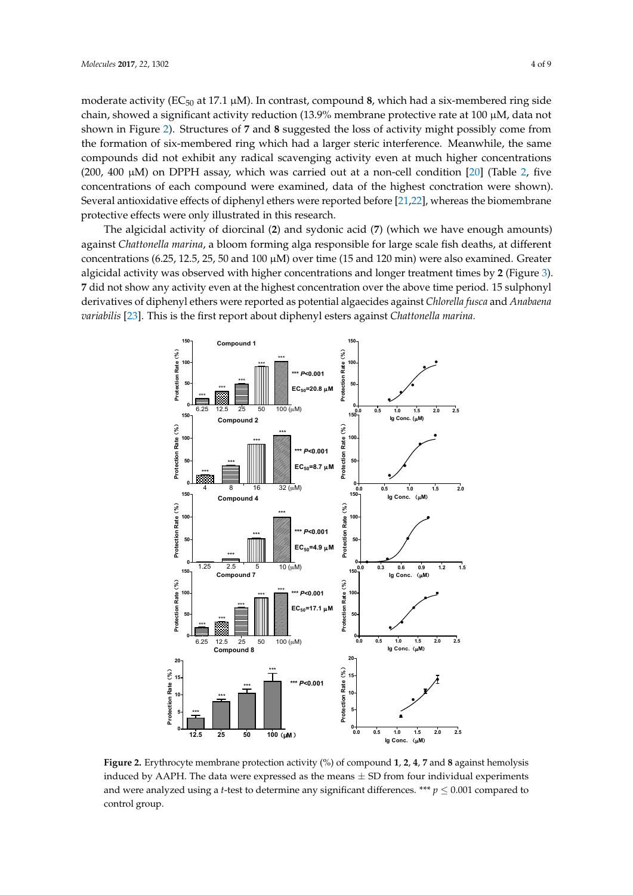moderate activity ($EC_{50}$ at 17.1 μM). In contrast, compound **8**, which had a six-membered ring side chain, showed a significant activity reduction (13.9% membrane protective rate at 100 μM, data not shown in Figure 2). Structures of **7** and **8** suggested the loss of activity might possibly come from the formation of six-membered ring which had a larger steric interference. Meanwhile, the same compounds did not exhibit any radical scavenging activity even at much higher concentrations (200, 400 μM) on DPPH assay, which was carried out at a non-cell condition [20] (Table 2, five concentrations of each compound were examined, data of the highest conctration were shown). Several antioxidative effects of diphenyl ethers were reported before [21,22], whereas the biomembrane protective effects were only illustrated in this research.

The algicidal activity of diorcinal (**2**) and sydonic acid (**7**) (which we have enough amounts) against *Chattonella marina*, a bloom forming alga responsible for large scale fish deaths, at different concentrations (6.25, 12.5, 25, 50 and 100 μM) over time (15 and 120 min) were also examined. Greater algicidal activity was observed with higher concentrations and longer treatment times by **2** (Figure 3). **7** did not show any activity even at the highest concentration over the above time period. 15 sulphonyl derivatives of diphenyl ethers were reported as potential algaecides against *Chlorella fusca* and *Anabaena variabilis* [23]. This is the first report about diphenyl esters against *Chattonella marina.*

**Figure 2.** Erythrocyte membrane protection activity (%) of compound **1**, **2**, **4**, **7** and **8** against hemolysis induced by AAPH. The data were expressed as the means ± SD from four individual experiments and were analyzed using a *t*-test to determine any significant differences. *** $p \leq 0.001$ compared to control group.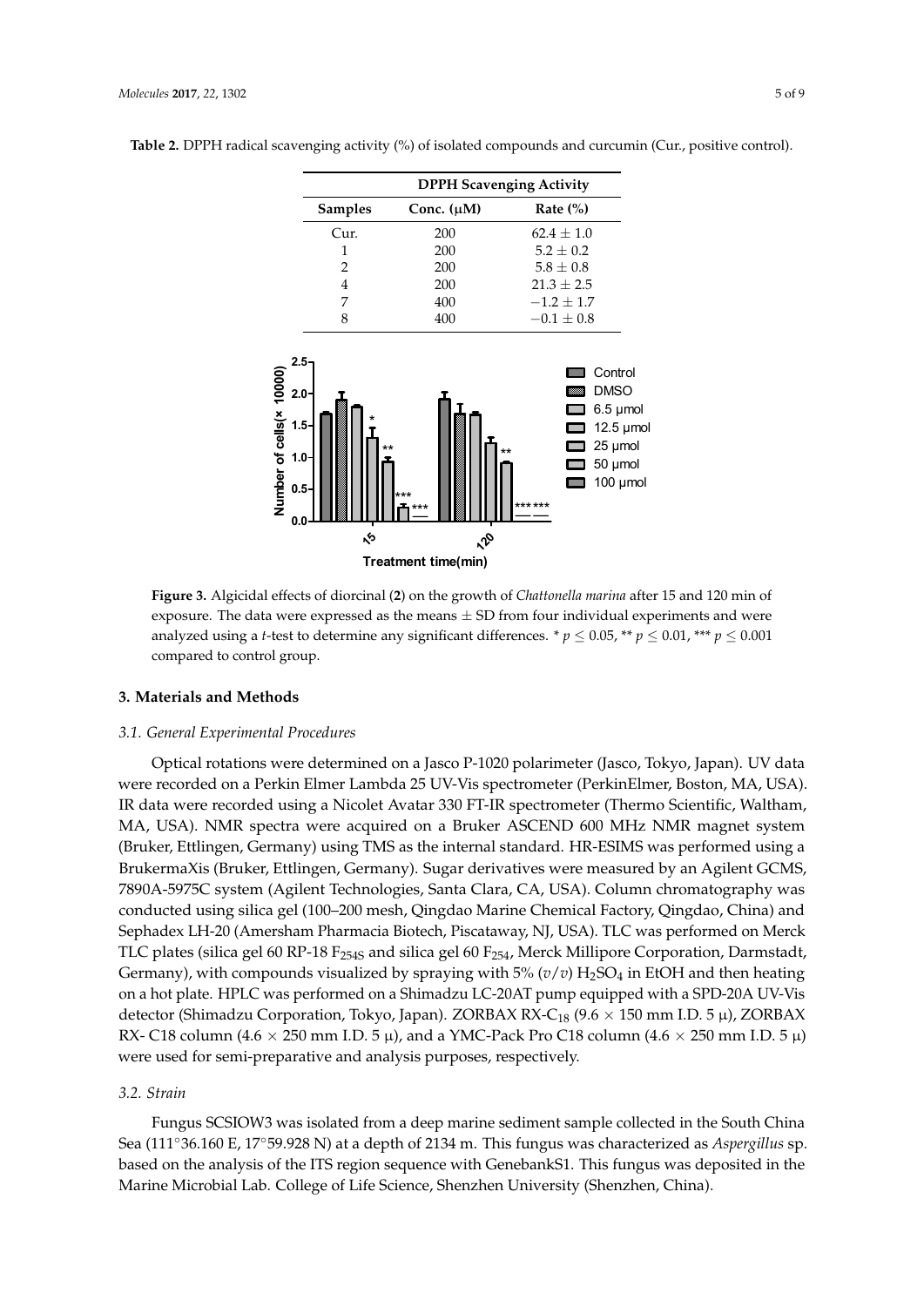**Table 2.** DPPH radical scavenging activity (%) of isolated compounds and curcumin (Cur., positive control).

| | DPPH Scavenging Activity | |
|---|---|---|
| **Samples** | **Conc. (μM)** | **Rate (%)** |
| Cur. | 200 | 62.4 ± 1.0 |
| 1 | 200 | 5.2 ± 0.2 |
| 2 | 200 | 5.8 ± 0.8 |
| 4 | 200 | 21.3 ± 2.5 |
| 7 | 400 | −1.2 ± 1.7 |
| 8 | 400 | −0.1 ± 0.8 |

**Figure 3.** Algicidal effects of diorcinal (**2**) on the growth of *Chattonella marina* after 15 and 120 min of exposure. The data were expressed as the means ± SD from four individual experiments and were analyzed using a *t*-test to determine any significant differences. * $p \leq 0.05$, ** $p \leq 0.01$, *** $p \leq 0.001$ compared to control group.

## 3. Materials and Methods

### 3.1. General Experimental Procedures

Optical rotations were determined on a Jasco P-1020 polarimeter (Jasco, Tokyo, Japan). UV data were recorded on a Perkin Elmer Lambda 25 UV-Vis spectrometer (PerkinElmer, Boston, MA, USA). IR data were recorded using a Nicolet Avatar 330 FT-IR spectrometer (Thermo Scientific, Waltham, MA, USA). NMR spectra were acquired on a Bruker ASCEND 600 MHz NMR magnet system (Bruker, Ettlingen, Germany) using TMS as the internal standard. HR-ESIMS was performed using a BrukermaXis (Bruker, Ettlingen, Germany). Sugar derivatives were measured by an Agilent GCMS, 7890A-5975C system (Agilent Technologies, Santa Clara, CA, USA). Column chromatography was conducted using silica gel (100–200 mesh, Qingdao Marine Chemical Factory, Qingdao, China) and Sephadex LH-20 (Amersham Pharmacia Biotech, Piscataway, NJ, USA). TLC was performed on Merck TLC plates (silica gel 60 RP-18 $F_{254S}$ and silica gel 60 $F_{254}$, Merck Millipore Corporation, Darmstadt, Germany), with compounds visualized by spraying with 5% (*v*/*v*) $H_2SO_4$ in EtOH and then heating on a hot plate. HPLC was performed on a Shimadzu LC-20AT pump equipped with a SPD-20A UV-Vis detector (Shimadzu Corporation, Tokyo, Japan). ZORBAX RX-$C_{18}$ (9.6 × 150 mm I.D. 5 μ), ZORBAX RX- C18 column (4.6 × 250 mm I.D. 5 μ), and a YMC-Pack Pro C18 column (4.6 × 250 mm I.D. 5 μ) were used for semi-preparative and analysis purposes, respectively.

### 3.2. Strain

Fungus SCSIOW3 was isolated from a deep marine sediment sample collected in the South China Sea (111°36.160 E, 17°59.928 N) at a depth of 2134 m. This fungus was characterized as *Aspergillus* sp. based on the analysis of the ITS region sequence with GenebankS1. This fungus was deposited in the Marine Microbial Lab. College of Life Science, Shenzhen University (Shenzhen, China).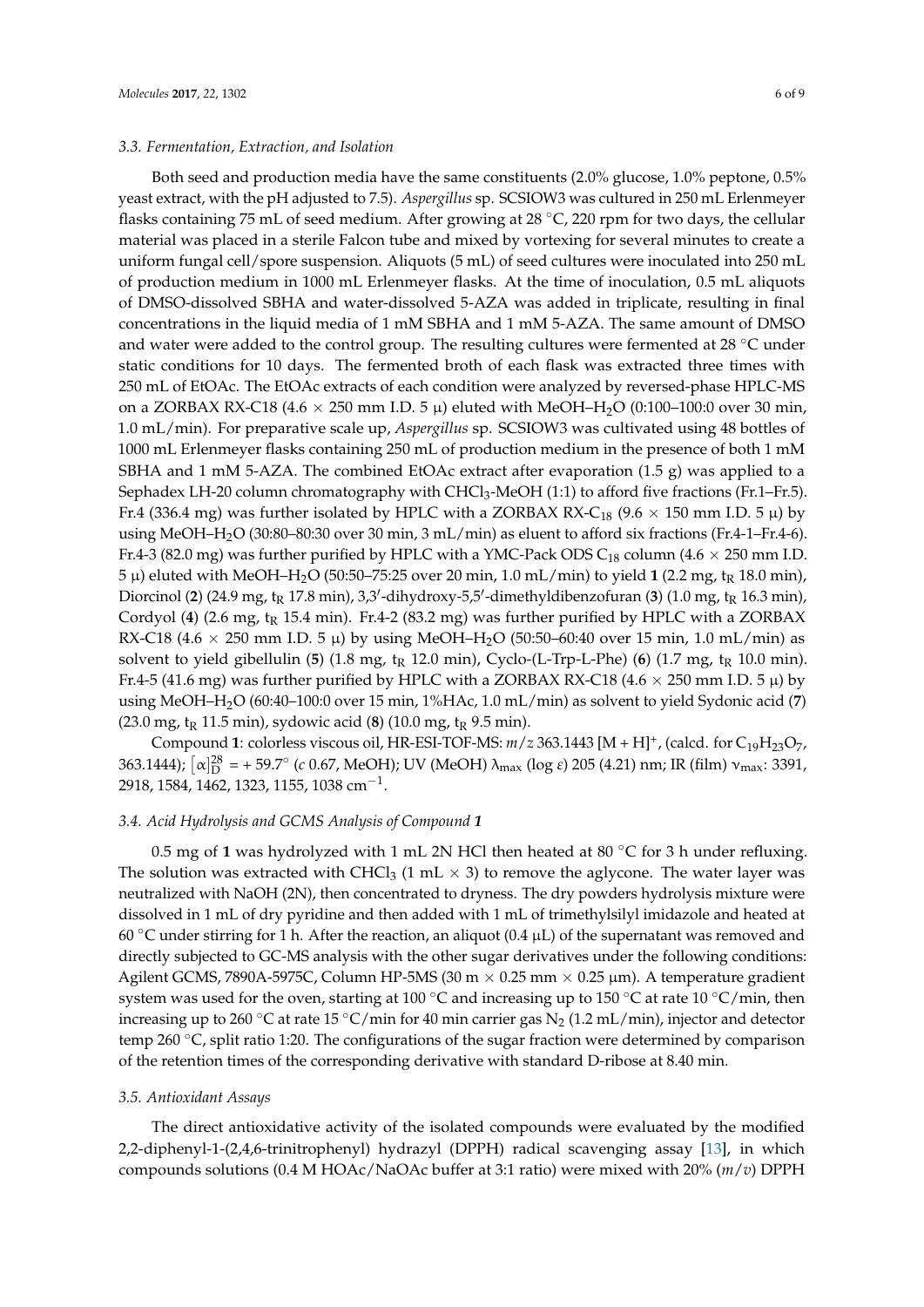### 3.3. Fermentation, Extraction, and Isolation

Both seed and production media have the same constituents (2.0% glucose, 1.0% peptone, 0.5% yeast extract, with the pH adjusted to 7.5). *Aspergillus* sp. SCSIOW3 was cultured in 250 mL Erlenmeyer flasks containing 75 mL of seed medium. After growing at 28 °C, 220 rpm for two days, the cellular material was placed in a sterile Falcon tube and mixed by vortexing for several minutes to create a uniform fungal cell/spore suspension. Aliquots (5 mL) of seed cultures were inoculated into 250 mL of production medium in 1000 mL Erlenmeyer flasks. At the time of inoculation, 0.5 mL aliquots of DMSO-dissolved SBHA and water-dissolved 5-AZA was added in triplicate, resulting in final concentrations in the liquid media of 1 mM SBHA and 1 mM 5-AZA. The same amount of DMSO and water were added to the control group. The resulting cultures were fermented at 28 °C under static conditions for 10 days. The fermented broth of each flask was extracted three times with 250 mL of EtOAc. The EtOAc extracts of each condition were analyzed by reversed-phase HPLC-MS on a ZORBAX RX-C18 (4.6 × 250 mm I.D. 5 μ) eluted with MeOH–$H_2O$ (0:100–100:0 over 30 min, 1.0 mL/min). For preparative scale up, *Aspergillus* sp. SCSIOW3 was cultivated using 48 bottles of 1000 mL Erlenmeyer flasks containing 250 mL of production medium in the presence of both 1 mM SBHA and 1 mM 5-AZA. The combined EtOAc extract after evaporation (1.5 g) was applied to a Sephadex LH-20 column chromatography with $CHCl_3$-MeOH (1:1) to afford five fractions (Fr.1–Fr.5). Fr.4 (336.4 mg) was further isolated by HPLC with a ZORBAX RX-$C_{18}$ (9.6 × 150 mm I.D. 5 μ) by using MeOH–$H_2O$ (30:80–80:30 over 30 min, 3 mL/min) as eluent to afford six fractions (Fr.4-1–Fr.4-6). Fr.4-3 (82.0 mg) was further purified by HPLC with a YMC-Pack ODS $C_{18}$ column (4.6 × 250 mm I.D. 5 μ) eluted with MeOH–$H_2O$ (50:50–75:25 over 20 min, 1.0 mL/min) to yield **1** (2.2 mg, $t_R$ 18.0 min), Diorcinol (**2**) (24.9 mg, $t_R$ 17.8 min), 3,3′-dihydroxy-5,5′-dimethyldibenzofuran (**3**) (1.0 mg, $t_R$ 16.3 min), Cordyol (**4**) (2.6 mg, $t_R$ 15.4 min). Fr.4-2 (83.2 mg) was further purified by HPLC with a ZORBAX RX-C18 (4.6 × 250 mm I.D. 5 μ) by using MeOH–$H_2O$ (50:50–60:40 over 15 min, 1.0 mL/min) as solvent to yield gibellulin (**5**) (1.8 mg, $t_R$ 12.0 min), Cyclo-(L-Trp-L-Phe) (**6**) (1.7 mg, $t_R$ 10.0 min). Fr.4-5 (41.6 mg) was further purified by HPLC with a ZORBAX RX-C18 (4.6 × 250 mm I.D. 5 μ) by using MeOH–$H_2O$ (60:40–100:0 over 15 min, 1%HAc, 1.0 mL/min) as solvent to yield Sydonic acid (**7**) (23.0 mg, $t_R$ 11.5 min), sydowic acid (**8**) (10.0 mg, $t_R$ 9.5 min).

Compound **1**: colorless viscous oil, HR-ESI-TOF-MS: *m/z* 363.1443 $[M + H]^+$, (calcd. for $C_{19}H_{23}O_7$, 363.1444); $[\alpha]_D^{28}$ = + 59.7° (*c* 0.67, MeOH); UV (MeOH) $\lambda_{max}$ (log *ε*) 205 (4.21) nm; IR (film) $\nu_{max}$: 3391, 2918, 1584, 1462, 1323, 1155, 1038 $cm^{-1}$.

### 3.4. Acid Hydrolysis and GCMS Analysis of Compound 1

0.5 mg of **1** was hydrolyzed with 1 mL 2N HCl then heated at 80 °C for 3 h under refluxing. The solution was extracted with $CHCl_3$ (1 mL × 3) to remove the aglycone. The water layer was neutralized with NaOH (2N), then concentrated to dryness. The dry powders hydrolysis mixture were dissolved in 1 mL of dry pyridine and then added with 1 mL of trimethylsilyl imidazole and heated at 60 °C under stirring for 1 h. After the reaction, an aliquot (0.4 μL) of the supernatant was removed and directly subjected to GC-MS analysis with the other sugar derivatives under the following conditions: Agilent GCMS, 7890A-5975C, Column HP-5MS (30 m × 0.25 mm × 0.25 μm). A temperature gradient system was used for the oven, starting at 100 °C and increasing up to 150 °C at rate 10 °C/min, then increasing up to 260 °C at rate 15 °C/min for 40 min carrier gas $N_2$ (1.2 mL/min), injector and detector temp 260 °C, split ratio 1:20. The configurations of the sugar fraction were determined by comparison of the retention times of the corresponding derivative with standard D-ribose at 8.40 min.

### 3.5. Antioxidant Assays

The direct antioxidative activity of the isolated compounds were evaluated by the modified 2,2-diphenyl-1-(2,4,6-trinitrophenyl) hydrazyl (DPPH) radical scavenging assay [13], in which compounds solutions (0.4 M HOAc/NaOAc buffer at 3:1 ratio) were mixed with 20% (*m*/*v*) DPPH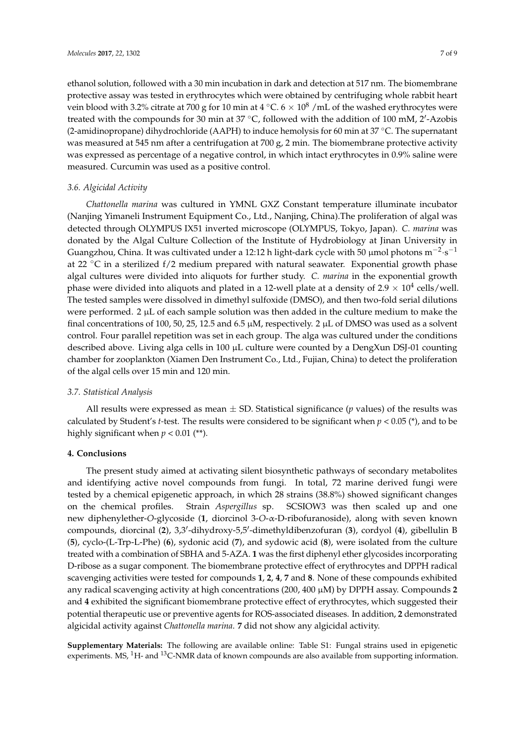ethanol solution, followed with a 30 min incubation in dark and detection at 517 nm. The biomembrane protective assay was tested in erythrocytes which were obtained by centrifuging whole rabbit heart vein blood with 3.2% citrate at 700 g for 10 min at 4 °C. $6 \times 10^8$ /mL of the washed erythrocytes were treated with the compounds for 30 min at 37 °C, followed with the addition of 100 mM, 2′-Azobis (2-amidinopropane) dihydrochloride (AAPH) to induce hemolysis for 60 min at 37 °C. The supernatant was measured at 545 nm after a centrifugation at 700 g, 2 min. The biomembrane protective activity was expressed as percentage of a negative control, in which intact erythrocytes in 0.9% saline were measured. Curcumin was used as a positive control.

### 3.6. Algicidal Activity

*Chattonella marina* was cultured in YMNL GXZ Constant temperature illuminate incubator (Nanjing Yimaneli Instrument Equipment Co., Ltd., Nanjing, China).The proliferation of algal was detected through OLYMPUS IX51 inverted microscope (OLYMPUS, Tokyo, Japan). *C. marina* was donated by the Algal Culture Collection of the Institute of Hydrobiology at Jinan University in Guangzhou, China. It was cultivated under a 12:12 h light-dark cycle with 50 μmol photons $m^{-2} \cdot s^{-1}$ at 22 °C in a sterilized f/2 medium prepared with natural seawater. Exponential growth phase algal cultures were divided into aliquots for further study. *C. marina* in the exponential growth phase were divided into aliquots and plated in a 12-well plate at a density of $2.9 \times 10^4$ cells/well. The tested samples were dissolved in dimethyl sulfoxide (DMSO), and then two-fold serial dilutions were performed. 2 μL of each sample solution was then added in the culture medium to make the final concentrations of 100, 50, 25, 12.5 and 6.5 μM, respectively. 2 μL of DMSO was used as a solvent control. Four parallel repetition was set in each group. The alga was cultured under the conditions described above. Living alga cells in 100 μL culture were counted by a DengXun DSJ-01 counting chamber for zooplankton (Xiamen Den Instrument Co., Ltd., Fujian, China) to detect the proliferation of the algal cells over 15 min and 120 min.

### 3.7. Statistical Analysis

All results were expressed as mean ± SD. Statistical significance (*p* values) of the results was calculated by Student's *t*-test. The results were considered to be significant when $p < 0.05$ (*), and to be highly significant when $p < 0.01$ (**).

## 4. Conclusions

The present study aimed at activating silent biosynthetic pathways of secondary metabolites and identifying active novel compounds from fungi. In total, 72 marine derived fungi were tested by a chemical epigenetic approach, in which 28 strains (38.8%) showed significant changes on the chemical profiles. Strain *Aspergillus* sp. SCSIOW3 was then scaled up and one new diphenylether-*O*-glycoside (**1**, diorcinol 3-*O*-α-D-ribofuranoside), along with seven known compounds, diorcinal (**2**), 3,3′-dihydroxy-5,5′-dimethyldibenzofuran (**3**), cordyol (**4**), gibellulin B (**5**), cyclo-(L-Trp-L-Phe) (**6**), sydonic acid (**7**), and sydowic acid (**8**), were isolated from the culture treated with a combination of SBHA and 5-AZA. **1** was the first diphenyl ether glycosides incorporating D-ribose as a sugar component. The biomembrane protective effect of erythrocytes and DPPH radical scavenging activities were tested for compounds **1**, **2**, **4**, **7** and **8**. None of these compounds exhibited any radical scavenging activity at high concentrations (200, 400 μM) by DPPH assay. Compounds **2** and **4** exhibited the significant biomembrane protective effect of erythrocytes, which suggested their potential therapeutic use or preventive agents for ROS-associated diseases. In addition, **2** demonstrated algicidal activity against *Chattonella marina*. **7** did not show any algicidal activity.

**Supplementary Materials:** The following are available online: Table S1: Fungal strains used in epigenetic experiments. MS, $^1$H- and $^{13}$C-NMR data of known compounds are also available from supporting information.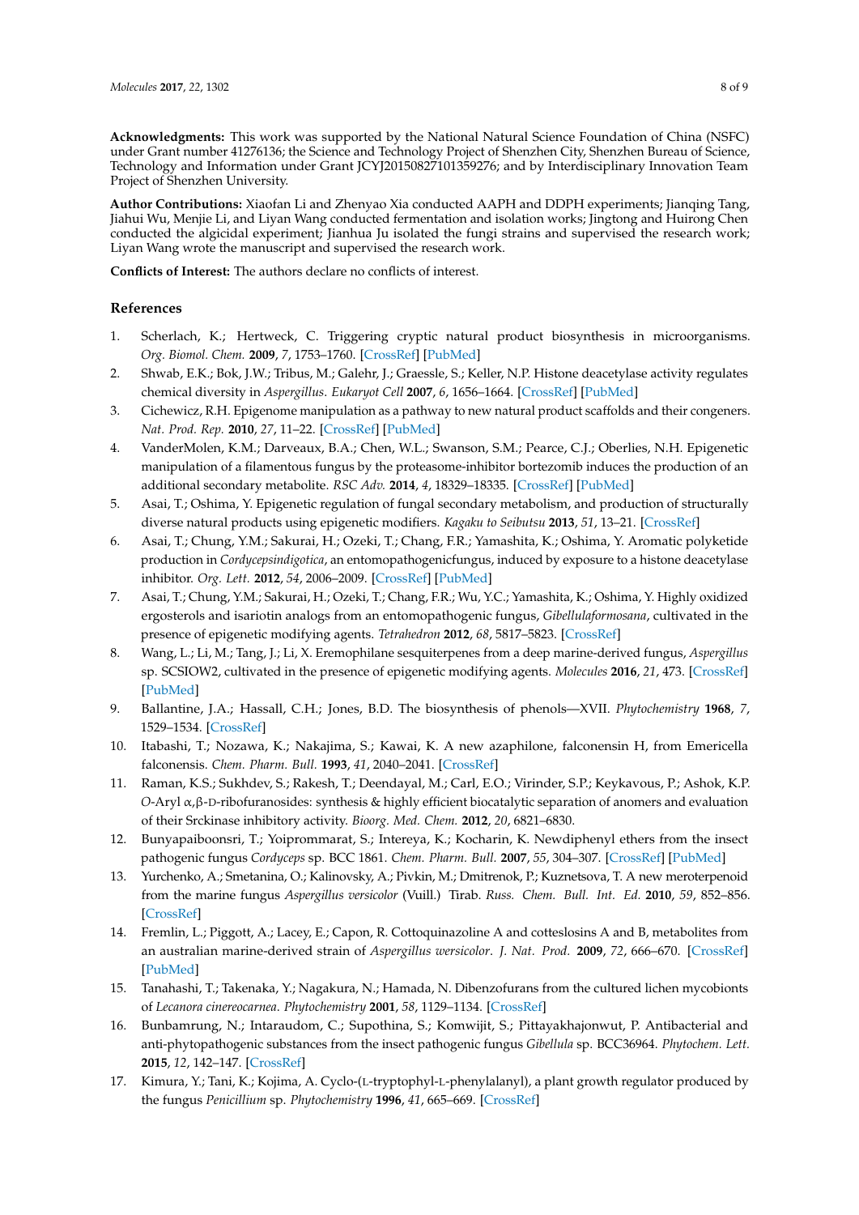**Acknowledgments:** This work was supported by the National Natural Science Foundation of China (NSFC) under Grant number 41276136; the Science and Technology Project of Shenzhen City, Shenzhen Bureau of Science, Technology and Information under Grant JCYJ20150827101359276; and by Interdisciplinary Innovation Team Project of Shenzhen University.

**Author Contributions:** Xiaofan Li and Zhenyao Xia conducted AAPH and DDPH experiments; Jianqing Tang, Jiahui Wu, Menjie Li, and Liyan Wang conducted fermentation and isolation works; Jingtong and Huirong Chen conducted the algicidal experiment; Jianhua Ju isolated the fungi strains and supervised the research work; Liyan Wang wrote the manuscript and supervised the research work.

**Conflicts of Interest:** The authors declare no conflicts of interest.

## References

1. Scherlach, K.; Hertweck, C. Triggering cryptic natural product biosynthesis in microorganisms. *Org. Biomol. Chem.* **2009**, *7*, 1753–1760. [CrossRef] [PubMed]
2. Shwab, E.K.; Bok, J.W.; Tribus, M.; Galehr, J.; Graessle, S.; Keller, N.P. Histone deacetylase activity regulates chemical diversity in *Aspergillus*. *Eukaryot Cell* **2007**, *6*, 1656–1664. [CrossRef] [PubMed]
3. Cichewicz, R.H. Epigenome manipulation as a pathway to new natural product scaffolds and their congeners. *Nat. Prod. Rep.* **2010**, *27*, 11–22. [CrossRef] [PubMed]
4. VanderMolen, K.M.; Darveaux, B.A.; Chen, W.L.; Swanson, S.M.; Pearce, C.J.; Oberlies, N.H. Epigenetic manipulation of a filamentous fungus by the proteasome-inhibitor bortezomib induces the production of an additional secondary metabolite. *RSC Adv.* **2014**, *4*, 18329–18335. [CrossRef] [PubMed]
5. Asai, T.; Oshima, Y. Epigenetic regulation of fungal secondary metabolism, and production of structurally diverse natural products using epigenetic modifiers. *Kagaku to Seibutsu* **2013**, *51*, 13–21. [CrossRef]
6. Asai, T.; Chung, Y.M.; Sakurai, H.; Ozeki, T.; Chang, F.R.; Yamashita, K.; Oshima, Y. Aromatic polyketide production in *Cordycepsindigotica*, an entomopathogenicfungus, induced by exposure to a histone deacetylase inhibitor. *Org. Lett.* **2012**, *54*, 2006–2009. [CrossRef] [PubMed]
7. Asai, T.; Chung, Y.M.; Sakurai, H.; Ozeki, T.; Chang, F.R.; Wu, Y.C.; Yamashita, K.; Oshima, Y. Highly oxidized ergosterols and isariotin analogs from an entomopathogenic fungus, *Gibellulaformosana*, cultivated in the presence of epigenetic modifying agents. *Tetrahedron* **2012**, *68*, 5817–5823. [CrossRef]
8. Wang, L.; Li, M.; Tang, J.; Li, X. Eremophilane sesquiterpenes from a deep marine-derived fungus, *Aspergillus* sp. SCSIOW2, cultivated in the presence of epigenetic modifying agents. *Molecules* **2016**, *21*, 473. [CrossRef] [PubMed]
9. Ballantine, J.A.; Hassall, C.H.; Jones, B.D. The biosynthesis of phenols—XVII. *Phytochemistry* **1968**, *7*, 1529–1534. [CrossRef]
10. Itabashi, T.; Nozawa, K.; Nakajima, S.; Kawai, K. A new azaphilone, falconensin H, from Emericella falconensis. *Chem. Pharm. Bull.* **1993**, *41*, 2040–2041. [CrossRef]
11. Raman, K.S.; Sukhdev, S.; Rakesh, T.; Deendayal, M.; Carl, E.O.; Virinder, S.P.; Keykavous, P.; Ashok, K.P. *O*-Aryl α,β-D-ribofuranosides: synthesis & highly efficient biocatalytic separation of anomers and evaluation of their Srckinase inhibitory activity. *Bioorg. Med. Chem.* **2012**, *20*, 6821–6830.
12. Bunyapaiboonsri, T.; Yoiprommarat, S.; Intereya, K.; Kocharin, K. Newdiphenyl ethers from the insect pathogenic fungus *Cordyceps* sp. BCC 1861. *Chem. Pharm. Bull.* **2007**, *55*, 304–307. [CrossRef] [PubMed]
13. Yurchenko, A.; Smetanina, O.; Kalinovsky, A.; Pivkin, M.; Dmitrenok, P.; Kuznetsova, T. A new meroterpenoid from the marine fungus *Aspergillus versicolor* (Vuill.) Tirab. *Russ. Chem. Bull. Int. Ed.* **2010**, *59*, 852–856. [CrossRef]
14. Fremlin, L.; Piggott, A.; Lacey, E.; Capon, R. Cottoquinazoline A and cotteslosins A and B, metabolites from an australian marine-derived strain of *Aspergillus wersicolor*. *J. Nat. Prod.* **2009**, *72*, 666–670. [CrossRef] [PubMed]
15. Tanahashi, T.; Takenaka, Y.; Nagakura, N.; Hamada, N. Dibenzofurans from the cultured lichen mycobionts of *Lecanora cinereocarnea*. *Phytochemistry* **2001**, *58*, 1129–1134. [CrossRef]
16. Bunbamrung, N.; Intaraudom, C.; Supothina, S.; Komwijit, S.; Pittayakhajonwut, P. Antibacterial and anti-phytopathogenic substances from the insect pathogenic fungus *Gibellula* sp. BCC36964. *Phytochem. Lett.* **2015**, *12*, 142–147. [CrossRef]
17. Kimura, Y.; Tani, K.; Kojima, A. Cyclo-(L-tryptophyl-L-phenylalanyl), a plant growth regulator produced by the fungus *Penicillium* sp. *Phytochemistry* **1996**, *41*, 665–669. [CrossRef]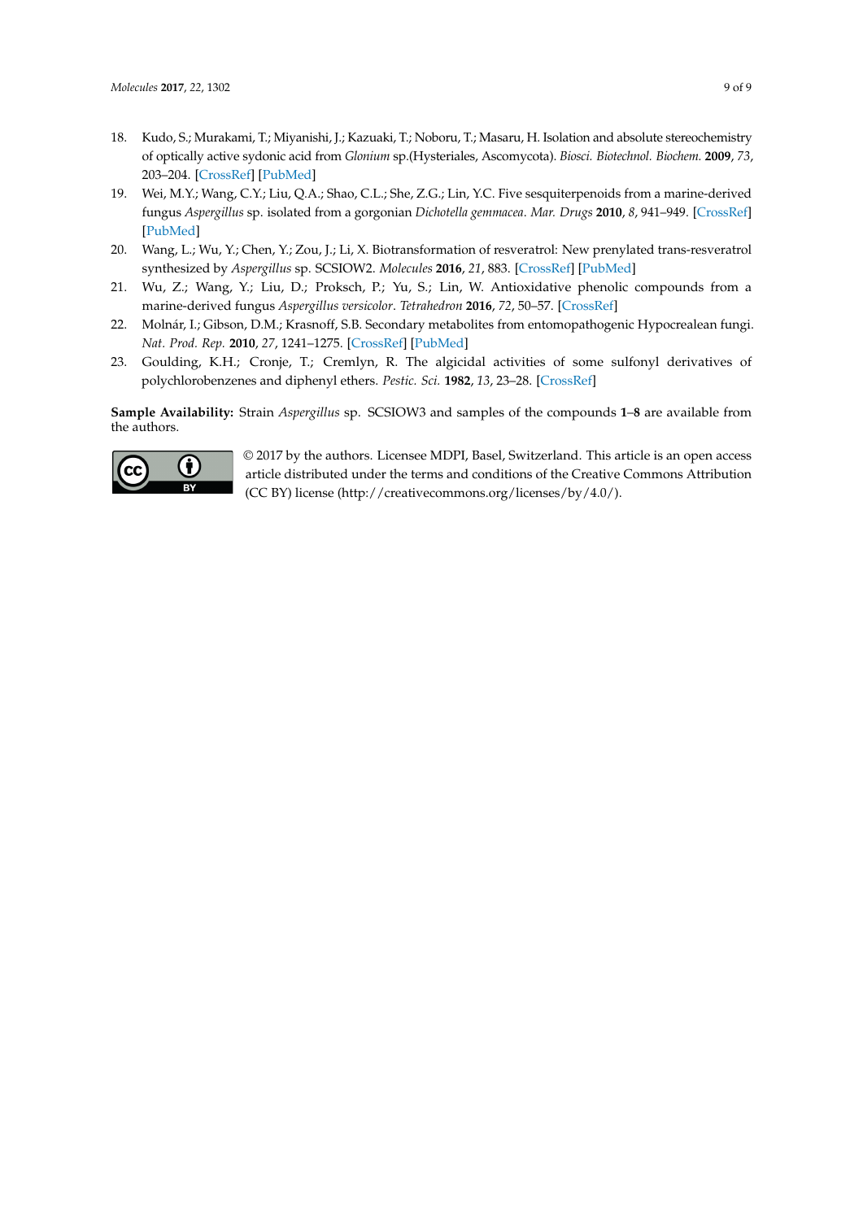18. Kudo, S.; Murakami, T.; Miyanishi, J.; Kazuaki, T.; Noboru, T.; Masaru, H. Isolation and absolute stereochemistry of optically active sydonic acid from *Glonium* sp.(Hysteriales, Ascomycota). *Biosci. Biotechnol. Biochem.* **2009**, *73*, 203–204. [CrossRef] [PubMed]
19. Wei, M.Y.; Wang, C.Y.; Liu, Q.A.; Shao, C.L.; She, Z.G.; Lin, Y.C. Five sesquiterpenoids from a marine-derived fungus *Aspergillus* sp. isolated from a gorgonian *Dichotella gemmacea*. *Mar. Drugs* **2010**, *8*, 941–949. [CrossRef] [PubMed]
20. Wang, L.; Wu, Y.; Chen, Y.; Zou, J.; Li, X. Biotransformation of resveratrol: New prenylated trans-resveratrol synthesized by *Aspergillus* sp. SCSIOW2. *Molecules* **2016**, *21*, 883. [CrossRef] [PubMed]
21. Wu, Z.; Wang, Y.; Liu, D.; Proksch, P.; Yu, S.; Lin, W. Antioxidative phenolic compounds from a marine-derived fungus *Aspergillus versicolor*. *Tetrahedron* **2016**, *72*, 50–57. [CrossRef]
22. Molnár, I.; Gibson, D.M.; Krasnoff, S.B. Secondary metabolites from entomopathogenic Hypocrealean fungi. *Nat. Prod. Rep.* **2010**, *27*, 1241–1275. [CrossRef] [PubMed]
23. Goulding, K.H.; Cronje, T.; Cremlyn, R. The algicidal activities of some sulfonyl derivatives of polychlorobenzenes and diphenyl ethers. *Pestic. Sci.* **1982**, *13*, 23–28. [CrossRef]

**Sample Availability:** Strain *Aspergillus* sp. SCSIOW3 and samples of the compounds **1**–**8** are available from the authors.

© 2017 by the authors. Licensee MDPI, Basel, Switzerland. This article is an open access article distributed under the terms and conditions of the Creative Commons Attribution (CC BY) license (http://creativecommons.org/licenses/by/4.0/).